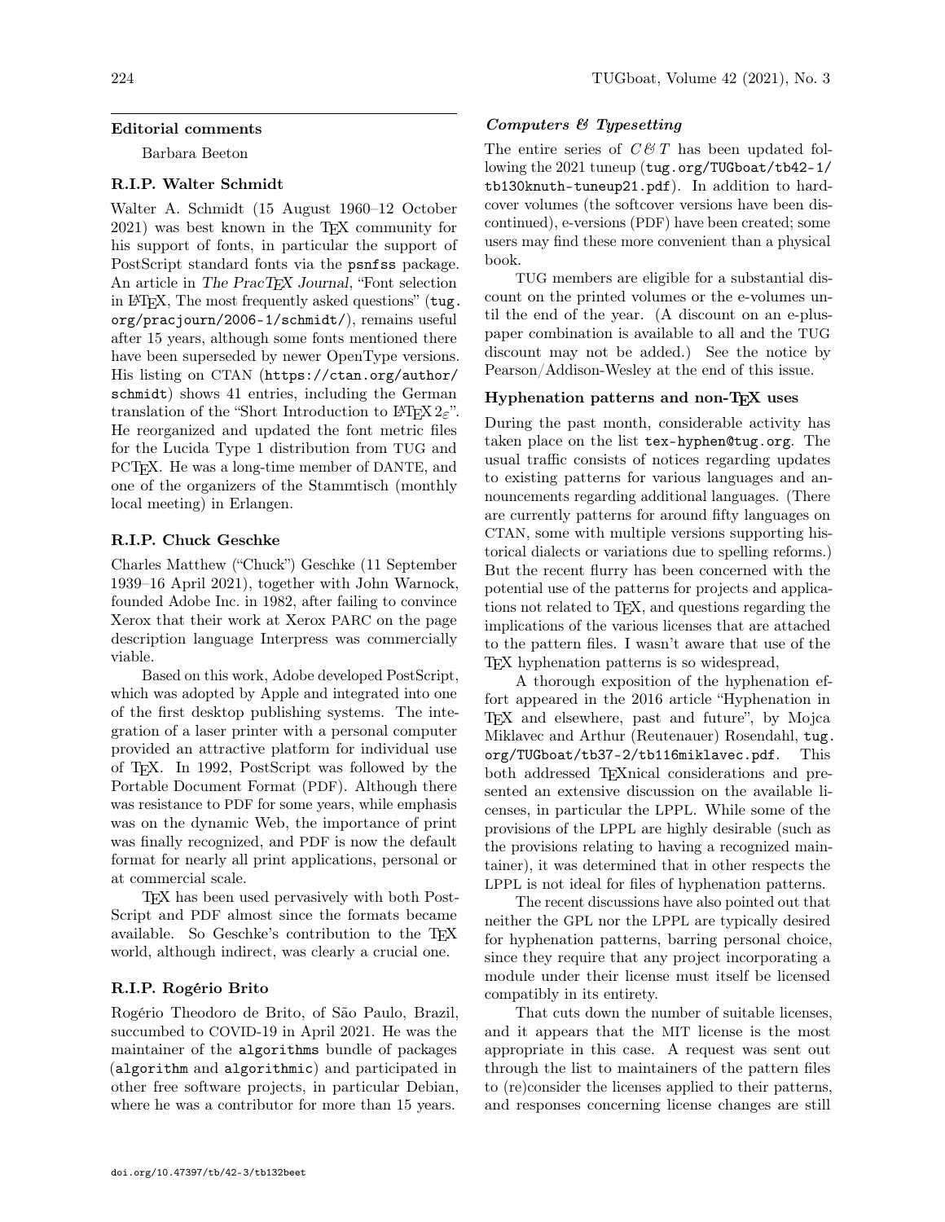## Editorial comments

Barbara Beeton

### R.I.P. Walter Schmidt

Walter A. Schmidt (15 August 1960–12 October 2021) was best known in the TeX community for his support of fonts, in particular the support of PostScript standard fonts via the `psnfss` package. An article in *The PracTeX Journal*, "Font selection in LaTeX, The most frequently asked questions" (`tug.org/pracjourn/2006-1/schmidt/`), remains useful after 15 years, although some fonts mentioned there have been superseded by newer OpenType versions. His listing on CTAN (`https://ctan.org/author/schmidt`) shows 41 entries, including the German translation of the "Short Introduction to LaTeX $2_\varepsilon$". He reorganized and updated the font metric files for the Lucida Type 1 distribution from TUG and PCTeX. He was a long-time member of DANTE, and one of the organizers of the Stammtisch (monthly local meeting) in Erlangen.

### R.I.P. Chuck Geschke

Charles Matthew ("Chuck") Geschke (11 September 1939–16 April 2021), together with John Warnock, founded Adobe Inc. in 1982, after failing to convince Xerox that their work at Xerox PARC on the page description language Interpress was commercially viable.

Based on this work, Adobe developed PostScript, which was adopted by Apple and integrated into one of the first desktop publishing systems. The integration of a laser printer with a personal computer provided an attractive platform for individual use of TeX. In 1992, PostScript was followed by the Portable Document Format (PDF). Although there was resistance to PDF for some years, while emphasis was on the dynamic Web, the importance of print was finally recognized, and PDF is now the default format for nearly all print applications, personal or at commercial scale.

TeX has been used pervasively with both PostScript and PDF almost since the formats became available. So Geschke's contribution to the TeX world, although indirect, was clearly a crucial one.

### R.I.P. Rogério Brito

Rogério Theodoro de Brito, of São Paulo, Brazil, succumbed to COVID-19 in April 2021. He was the maintainer of the `algorithms` bundle of packages (`algorithm` and `algorithmic`) and participated in other free software projects, in particular Debian, where he was a contributor for more than 15 years.

### *Computers & Typesetting*

The entire series of *C&T* has been updated following the 2021 tuneup (`tug.org/TUGboat/tb42-1/tb130knuth-tuneup21.pdf`). In addition to hardcover volumes (the softcover versions have been discontinued), e-versions (PDF) have been created; some users may find these more convenient than a physical book.

TUG members are eligible for a substantial discount on the printed volumes or the e-volumes until the end of the year. (A discount on an e-plus-paper combination is available to all and the TUG discount may not be added.) See the notice by Pearson/Addison-Wesley at the end of this issue.

### Hyphenation patterns and non-TeX uses

During the past month, considerable activity has taken place on the list `tex-hyphen@tug.org`. The usual traffic consists of notices regarding updates to existing patterns for various languages and announcements regarding additional languages. (There are currently patterns for around fifty languages on CTAN, some with multiple versions supporting historical dialects or variations due to spelling reforms.) But the recent flurry has been concerned with the potential use of the patterns for projects and applications not related to TeX, and questions regarding the implications of the various licenses that are attached to the pattern files. I wasn't aware that use of the TeX hyphenation patterns is so widespread,

A thorough exposition of the hyphenation effort appeared in the 2016 article "Hyphenation in TeX and elsewhere, past and future", by Mojca Miklavec and Arthur (Reutenauer) Rosendahl, `tug.org/TUGboat/tb37-2/tb116miklavec.pdf`. This both addressed TeXnical considerations and presented an extensive discussion on the available licenses, in particular the LPPL. While some of the provisions of the LPPL are highly desirable (such as the provisions relating to having a recognized maintainer), it was determined that in other respects the LPPL is not ideal for files of hyphenation patterns.

The recent discussions have also pointed out that neither the GPL nor the LPPL are typically desired for hyphenation patterns, barring personal choice, since they require that any project incorporating a module under their license must itself be licensed compatibly in its entirety.

That cuts down the number of suitable licenses, and it appears that the MIT license is the most appropriate in this case. A request was sent out through the list to maintainers of the pattern files to (re)consider the licenses applied to their patterns, and responses concerning license changes are still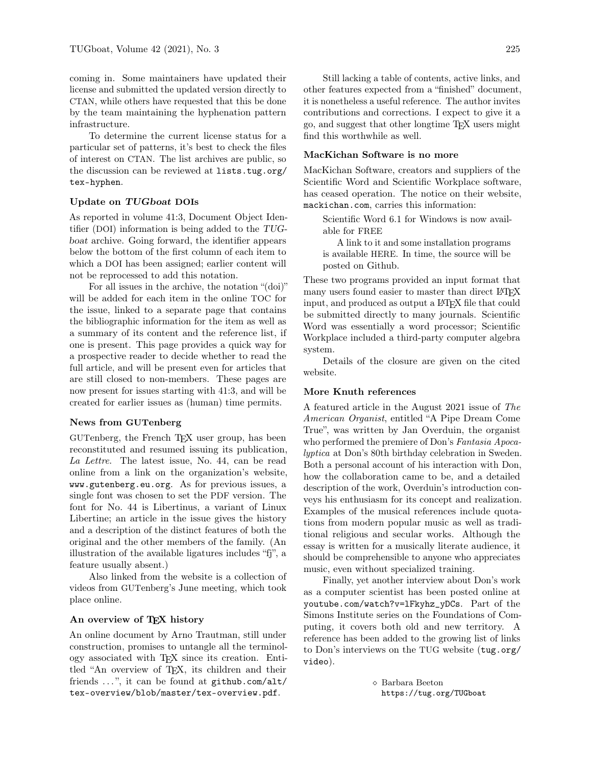coming in. Some maintainers have updated their license and submitted the updated version directly to CTAN, while others have requested that this be done by the team maintaining the hyphenation pattern infrastructure.

To determine the current license status for a particular set of patterns, it's best to check the files of interest on CTAN. The list archives are public, so the discussion can be reviewed at `lists.tug.org/tex-hyphen`.

### Update on *TUGboat* DOIs

As reported in volume 41:3, Document Object Identifier (DOI) information is being added to the *TUGboat* archive. Going forward, the identifier appears below the bottom of the first column of each item to which a DOI has been assigned; earlier content will not be reprocessed to add this notation.

For all issues in the archive, the notation "(doi)" will be added for each item in the online TOC for the issue, linked to a separate page that contains the bibliographic information for the item as well as a summary of its content and the reference list, if one is present. This page provides a quick way for a prospective reader to decide whether to read the full article, and will be present even for articles that are still closed to non-members. These pages are now present for issues starting with 41:3, and will be created for earlier issues as (human) time permits.

### News from GUTenberg

GUTenberg, the French TeX user group, has been reconstituted and resumed issuing its publication, *La Lettre*. The latest issue, No. 44, can be read online from a link on the organization's website, `www.gutenberg.eu.org`. As for previous issues, a single font was chosen to set the PDF version. The font for No. 44 is Libertinus, a variant of Linux Libertine; an article in the issue gives the history and a description of the distinct features of both the original and the other members of the family. (An illustration of the available ligatures includes "fj", a feature usually absent.)

Also linked from the website is a collection of videos from GUTenberg's June meeting, which took place online.

### An overview of TeX history

An online document by Arno Trautman, still under construction, promises to untangle all the terminology associated with TeX since its creation. Entitled "An overview of TeX, its children and their friends …", it can be found at `github.com/alt/tex-overview/blob/master/tex-overview.pdf`.

Still lacking a table of contents, active links, and other features expected from a "finished" document, it is nonetheless a useful reference. The author invites contributions and corrections. I expect to give it a go, and suggest that other longtime TeX users might find this worthwhile as well.

### MacKichan Software is no more

MacKichan Software, creators and suppliers of the Scientific Word and Scientific Workplace software, has ceased operation. The notice on their website, `mackichan.com`, carries this information:

> Scientific Word 6.1 for Windows is now available for FREE
>
> A link to it and some installation programs is available HERE. In time, the source will be posted on Github.

These two programs provided an input format that many users found easier to master than direct LaTeX input, and produced as output a LaTeX file that could be submitted directly to many journals. Scientific Word was essentially a word processor; Scientific Workplace included a third-party computer algebra system.

Details of the closure are given on the cited website.

### More Knuth references

A featured article in the August 2021 issue of *The American Organist*, entitled "A Pipe Dream Come True", was written by Jan Overduin, the organist who performed the premiere of Don's *Fantasia Apocalyptica* at Don's 80th birthday celebration in Sweden. Both a personal account of his interaction with Don, how the collaboration came to be, and a detailed description of the work, Overduin's introduction conveys his enthusiasm for its concept and realization. Examples of the musical references include quotations from modern popular music as well as traditional religious and secular works. Although the essay is written for a musically literate audience, it should be comprehensible to anyone who appreciates music, even without specialized training.

Finally, yet another interview about Don's work as a computer scientist has been posted online at `youtube.com/watch?v=lFkyhz_yDCs`. Part of the Simons Institute series on the Foundations of Computing, it covers both old and new territory. A reference has been added to the growing list of links to Don's interviews on the TUG website (`tug.org/video`).

◇ Barbara Beeton
`https://tug.org/TUGboat`